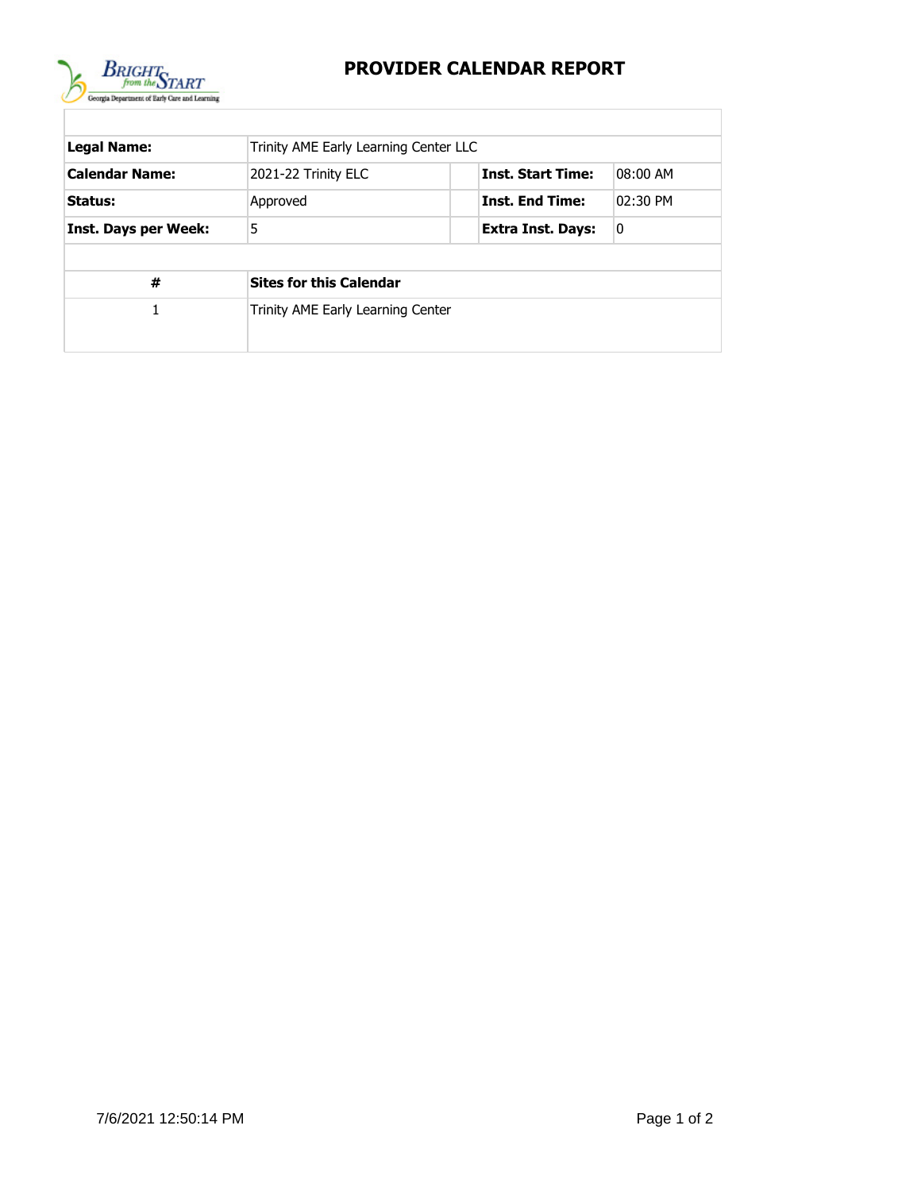# PROVIDER CALENDAR REPORT

| | | | | |
|---|---|---|---|---|
| **Legal Name:** | Trinity AME Early Learning Center LLC | | | |
| **Calendar Name:** | 2021-22 Trinity ELC | | **Inst. Start Time:** | 08:00 AM |
| **Status:** | Approved | | **Inst. End Time:** | 02:30 PM |
| **Inst. Days per Week:** | 5 | | **Extra Inst. Days:** | 0 |

| # | Sites for this Calendar |
|---|---|
| 1 | Trinity AME Early Learning Center |

7/6/2021 12:50:14 PM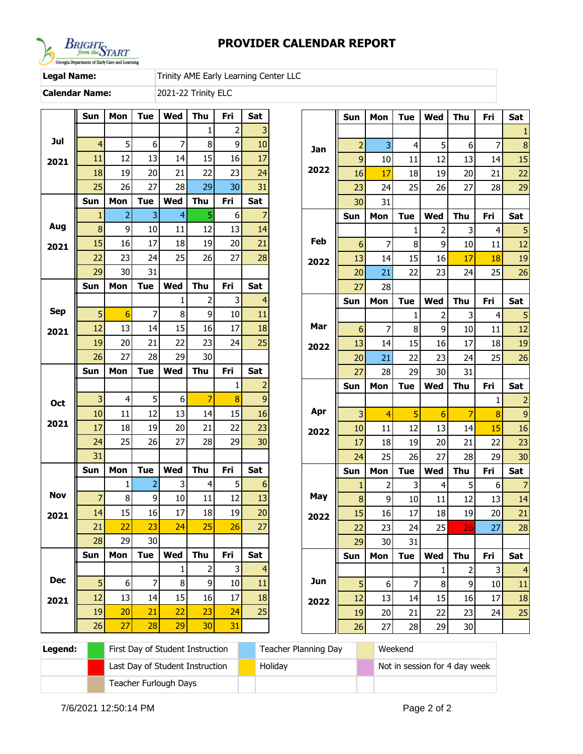# PROVIDER CALENDAR REPORT

| | |
|---|---|
| **Legal Name:** | Trinity AME Early Learning Center LLC |
| **Calendar Name:** | 2021-22 Trinity ELC |

**Jul 2021**

| Sun | Mon | Tue | Wed | Thu | Fri | Sat |
|---|---|---|---|---|---|---|
| | | | | 1 | 2 | 3 |
| 4 | 5 | 6 | 7 | 8 | 9 | 10 |
| 11 | 12 | 13 | 14 | 15 | 16 | 17 |
| 18 | 19 | 20 | 21 | 22 | 23 | 24 |
| 25 | 26 | 27 | 28 | 29 | 30 | 31 |

**Aug 2021**

| Sun | Mon | Tue | Wed | Thu | Fri | Sat |
|---|---|---|---|---|---|---|
| 1 | 2 | 3 | 4 | 5 | 6 | 7 |
| 8 | 9 | 10 | 11 | 12 | 13 | 14 |
| 15 | 16 | 17 | 18 | 19 | 20 | 21 |
| 22 | 23 | 24 | 25 | 26 | 27 | 28 |
| 29 | 30 | 31 | | | | |

**Sep 2021**

| Sun | Mon | Tue | Wed | Thu | Fri | Sat |
|---|---|---|---|---|---|---|
| | | | 1 | 2 | 3 | 4 |
| 5 | 6 | 7 | 8 | 9 | 10 | 11 |
| 12 | 13 | 14 | 15 | 16 | 17 | 18 |
| 19 | 20 | 21 | 22 | 23 | 24 | 25 |
| 26 | 27 | 28 | 29 | 30 | | |

**Oct 2021**

| Sun | Mon | Tue | Wed | Thu | Fri | Sat |
|---|---|---|---|---|---|---|
| | | | | | 1 | 2 |
| 3 | 4 | 5 | 6 | 7 | 8 | 9 |
| 10 | 11 | 12 | 13 | 14 | 15 | 16 |
| 17 | 18 | 19 | 20 | 21 | 22 | 23 |
| 24 | 25 | 26 | 27 | 28 | 29 | 30 |
| 31 | | | | | | |

**Nov 2021**

| Sun | Mon | Tue | Wed | Thu | Fri | Sat |
|---|---|---|---|---|---|---|
| | 1 | 2 | 3 | 4 | 5 | 6 |
| 7 | 8 | 9 | 10 | 11 | 12 | 13 |
| 14 | 15 | 16 | 17 | 18 | 19 | 20 |
| 21 | 22 | 23 | 24 | 25 | 26 | 27 |
| 28 | 29 | 30 | | | | |

**Dec 2021**

| Sun | Mon | Tue | Wed | Thu | Fri | Sat |
|---|---|---|---|---|---|---|
| | | | 1 | 2 | 3 | 4 |
| 5 | 6 | 7 | 8 | 9 | 10 | 11 |
| 12 | 13 | 14 | 15 | 16 | 17 | 18 |
| 19 | 20 | 21 | 22 | 23 | 24 | 25 |
| 26 | 27 | 28 | 29 | 30 | 31 | |

**Jan 2022**

| Sun | Mon | Tue | Wed | Thu | Fri | Sat |
|---|---|---|---|---|---|---|
| | | | | | | 1 |
| 2 | 3 | 4 | 5 | 6 | 7 | 8 |
| 9 | 10 | 11 | 12 | 13 | 14 | 15 |
| 16 | 17 | 18 | 19 | 20 | 21 | 22 |
| 23 | 24 | 25 | 26 | 27 | 28 | 29 |
| 30 | 31 | | | | | |

**Feb 2022**

| Sun | Mon | Tue | Wed | Thu | Fri | Sat |
|---|---|---|---|---|---|---|
| | | 1 | 2 | 3 | 4 | 5 |
| 6 | 7 | 8 | 9 | 10 | 11 | 12 |
| 13 | 14 | 15 | 16 | 17 | 18 | 19 |
| 20 | 21 | 22 | 23 | 24 | 25 | 26 |
| 27 | 28 | | | | | |

**Mar 2022**

| Sun | Mon | Tue | Wed | Thu | Fri | Sat |
|---|---|---|---|---|---|---|
| | | 1 | 2 | 3 | 4 | 5 |
| 6 | 7 | 8 | 9 | 10 | 11 | 12 |
| 13 | 14 | 15 | 16 | 17 | 18 | 19 |
| 20 | 21 | 22 | 23 | 24 | 25 | 26 |
| 27 | 28 | 29 | 30 | 31 | | |

**Apr 2022**

| Sun | Mon | Tue | Wed | Thu | Fri | Sat |
|---|---|---|---|---|---|---|
| | | | | | 1 | 2 |
| 3 | 4 | 5 | 6 | 7 | 8 | 9 |
| 10 | 11 | 12 | 13 | 14 | 15 | 16 |
| 17 | 18 | 19 | 20 | 21 | 22 | 23 |
| 24 | 25 | 26 | 27 | 28 | 29 | 30 |

**May 2022**

| Sun | Mon | Tue | Wed | Thu | Fri | Sat |
|---|---|---|---|---|---|---|
| 1 | 2 | 3 | 4 | 5 | 6 | 7 |
| 8 | 9 | 10 | 11 | 12 | 13 | 14 |
| 15 | 16 | 17 | 18 | 19 | 20 | 21 |
| 22 | 23 | 24 | 25 | 26 | 27 | 28 |
| 29 | 30 | 31 | | | | |

**Jun 2022**

| Sun | Mon | Tue | Wed | Thu | Fri | Sat |
|---|---|---|---|---|---|---|
| | | | 1 | 2 | 3 | 4 |
| 5 | 6 | 7 | 8 | 9 | 10 | 11 |
| 12 | 13 | 14 | 15 | 16 | 17 | 18 |
| 19 | 20 | 21 | 22 | 23 | 24 | 25 |
| 26 | 27 | 28 | 29 | 30 | | |

| **Legend:** | | | |
|---|---|---|---|
| First Day of Student Instruction | Teacher Planning Day | Weekend | |
| Last Day of Student Instruction | Holiday | Not in session for 4 day week | |
| Teacher Furlough Days | | | |

7/6/2021 12:50:14 PM